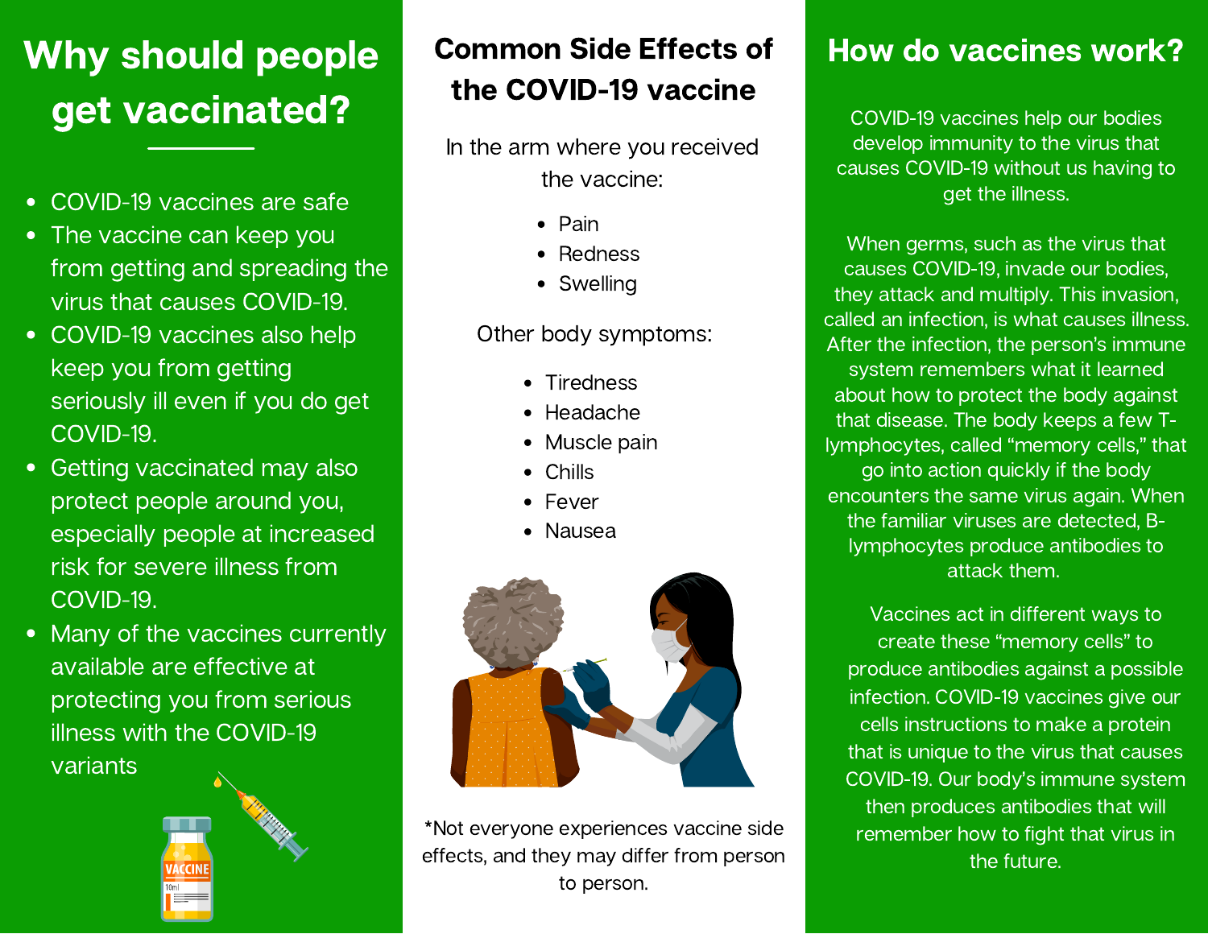# Why should people get vaccinated?

- COVID-19 vaccines are safe
- The vaccine can keep you from getting and spreading the virus that causes COVID-19.
- COVID-19 vaccines also help keep you from getting seriously ill even if you do get COVID-19.
- Getting vaccinated may also protect people around you, especially people at increased risk for severe illness from COVID-19.
- Many of the vaccines currently available are effective at protecting you from serious illness with the COVID-19 variants

# Common Side Effects of the COVID-19 vaccine

In the arm where you received the vaccine:

- Pain
- Redness
- Swelling

Other body symptoms:

- Tiredness
- Headache
- Muscle pain
- Chills
- Fever
- Nausea

*Not everyone experiences vaccine side effects, and they may differ from person to person.

# How do vaccines work?

COVID-19 vaccines help our bodies develop immunity to the virus that causes COVID-19 without us having to get the illness.

When germs, such as the virus that causes COVID-19, invade our bodies, they attack and multiply. This invasion, called an infection, is what causes illness. After the infection, the person's immune system remembers what it learned about how to protect the body against that disease. The body keeps a few T-lymphocytes, called "memory cells," that go into action quickly if the body encounters the same virus again. When the familiar viruses are detected, B-lymphocytes produce antibodies to attack them.

Vaccines act in different ways to create these "memory cells" to produce antibodies against a possible infection. COVID-19 vaccines give our cells instructions to make a protein that is unique to the virus that causes COVID-19. Our body's immune system then produces antibodies that will remember how to fight that virus in the future.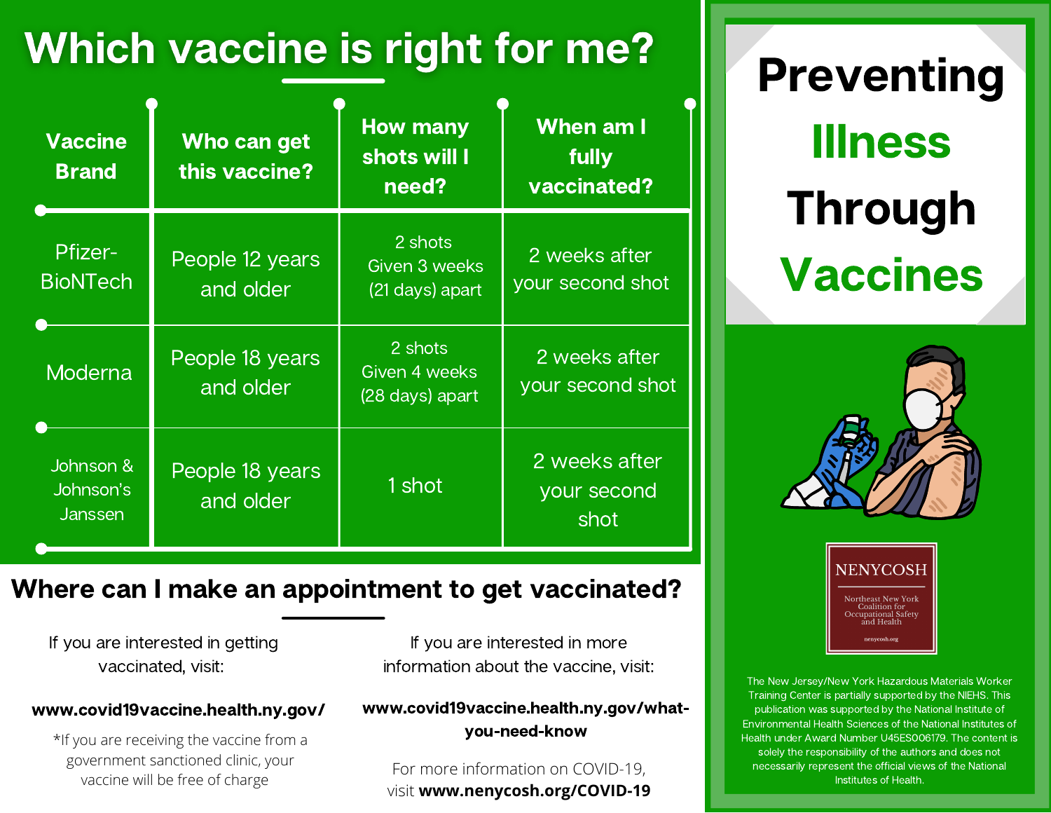# Which vaccine is right for me?

| Vaccine Brand | Who can get this vaccine? | How many shots will I need? | When am I fully vaccinated? |
|---|---|---|---|
| Pfizer-BioNTech | People 12 years and older | 2 shots Given 3 weeks (21 days) apart | 2 weeks after your second shot |
| Moderna | People 18 years and older | 2 shots Given 4 weeks (28 days) apart | 2 weeks after your second shot |
| Johnson & Johnson's Janssen | People 18 years and older | 1 shot | 2 weeks after your second shot |

## Where can I make an appointment to get vaccinated?

If you are interested in getting vaccinated, visit:

**www.covid19vaccine.health.ny.gov/**

*If you are receiving the vaccine from a government sanctioned clinic, your vaccine will be free of charge

If you are interested in more information about the vaccine, visit:

**www.covid19vaccine.health.ny.gov/what-you-need-know**

For more information on COVID-19, visit **www.nenycosh.org/COVID-19**

# Preventing Illness Through Vaccines

NENYCOSH

Northeast New York Coalition for Occupational Safety and Health

nenycosh.org

The New Jersey/New York Hazardous Materials Worker Training Center is partially supported by the NIEHS. This publication was supported by the National Institute of Environmental Health Sciences of the National Institutes of Health under Award Number U45ES006179. The content is solely the responsibility of the authors and does not necessarily represent the official views of the National Institutes of Health.